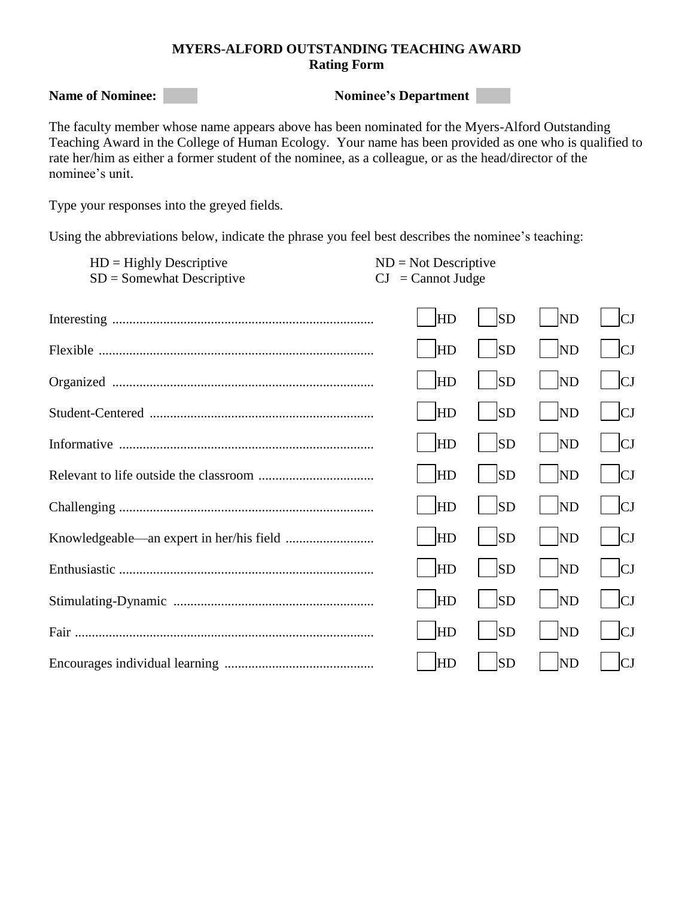**MYERS-ALFORD OUTSTANDING TEACHING AWARD**
**Rating Form**

**Name of Nominee:** ____ **Nominee's Department** ____

The faculty member whose name appears above has been nominated for the Myers-Alford Outstanding Teaching Award in the College of Human Ecology. Your name has been provided as one who is qualified to rate her/him as either a former student of the nominee, as a colleague, or as the head/director of the nominee's unit.

Type your responses into the greyed fields.

Using the abbreviations below, indicate the phrase you feel best describes the nominee's teaching:

HD = Highly Descriptive
SD = Somewhat Descriptive
ND = Not Descriptive
CJ = Cannot Judge

| | | | | |
|---|---|---|---|---|
| Interesting | ☐ HD | ☐ SD | ☐ ND | ☐ CJ |
| Flexible | ☐ HD | ☐ SD | ☐ ND | ☐ CJ |
| Organized | ☐ HD | ☐ SD | ☐ ND | ☐ CJ |
| Student-Centered | ☐ HD | ☐ SD | ☐ ND | ☐ CJ |
| Informative | ☐ HD | ☐ SD | ☐ ND | ☐ CJ |
| Relevant to life outside the classroom | ☐ HD | ☐ SD | ☐ ND | ☐ CJ |
| Challenging | ☐ HD | ☐ SD | ☐ ND | ☐ CJ |
| Knowledgeable—an expert in her/his field | ☐ HD | ☐ SD | ☐ ND | ☐ CJ |
| Enthusiastic | ☐ HD | ☐ SD | ☐ ND | ☐ CJ |
| Stimulating-Dynamic | ☐ HD | ☐ SD | ☐ ND | ☐ CJ |
| Fair | ☐ HD | ☐ SD | ☐ ND | ☐ CJ |
| Encourages individual learning | ☐ HD | ☐ SD | ☐ ND | ☐ CJ |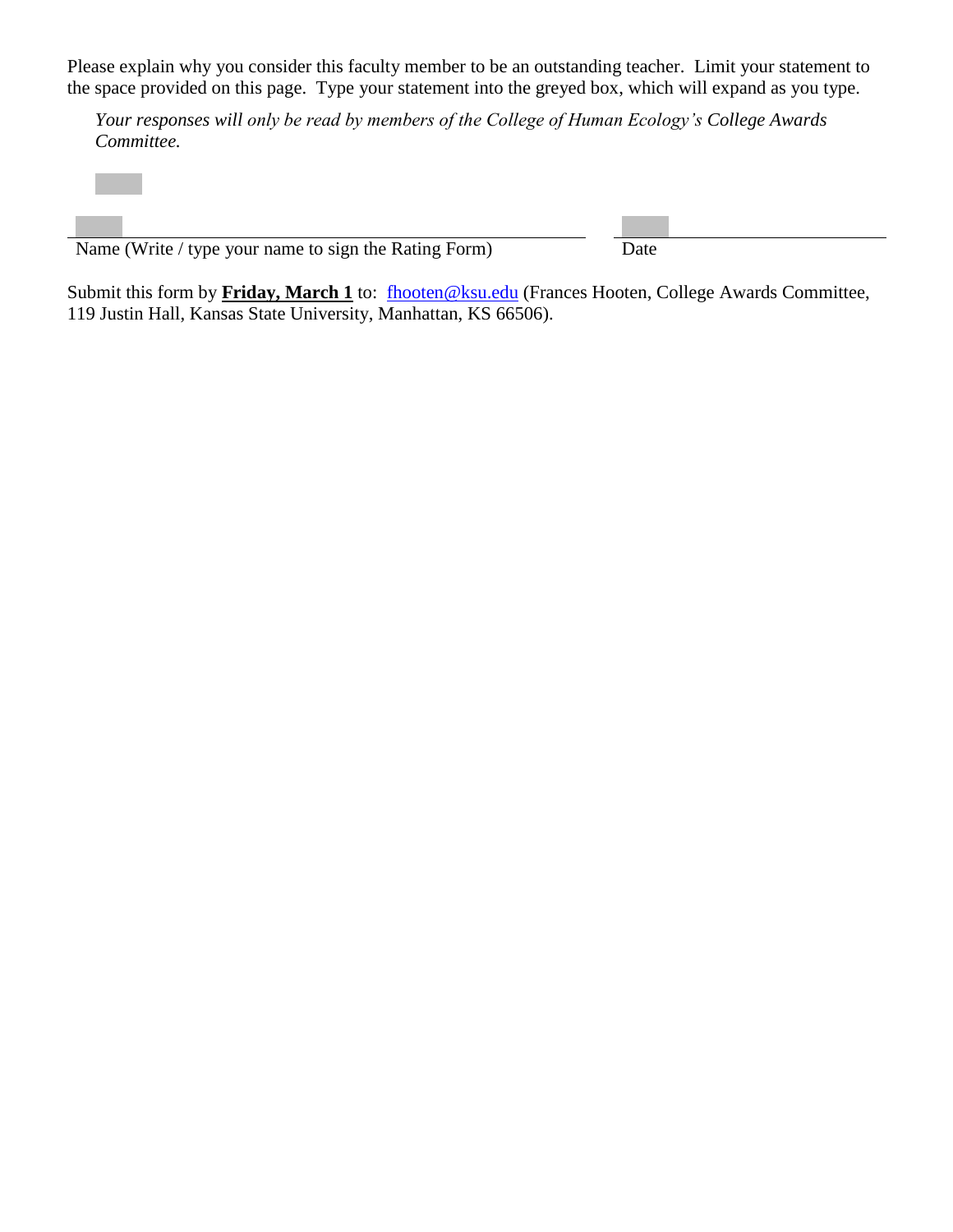Please explain why you consider this faculty member to be an outstanding teacher. Limit your statement to the space provided on this page. Type your statement into the greyed box, which will expand as you type.

*Your responses will only be read by members of the College of Human Ecology's College Awards Committee.*

Name (Write / type your name to sign the Rating Form)  Date

Submit this form by **Friday, March 1** to: fhooten@ksu.edu (Frances Hooten, College Awards Committee, 119 Justin Hall, Kansas State University, Manhattan, KS 66506).